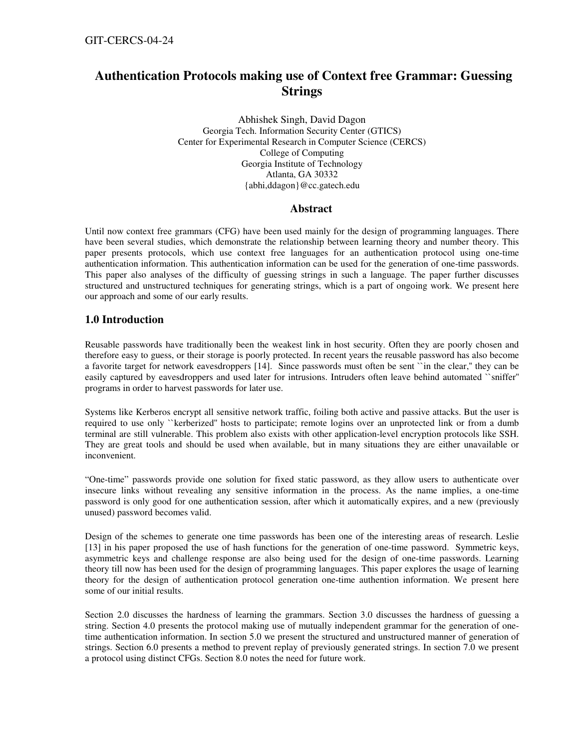GIT-CERCS-04-24

# Authentication Protocols making use of Context free Grammar: Guessing Strings

Abhishek Singh, David Dagon
Georgia Tech. Information Security Center (GTICS)
Center for Experimental Research in Computer Science (CERCS)
College of Computing
Georgia Institute of Technology
Atlanta, GA 30332
{abhi,ddagon}@cc.gatech.edu

## Abstract

Until now context free grammars (CFG) have been used mainly for the design of programming languages. There have been several studies, which demonstrate the relationship between learning theory and number theory. This paper presents protocols, which use context free languages for an authentication protocol using one-time authentication information. This authentication information can be used for the generation of one-time passwords. This paper also analyses of the difficulty of guessing strings in such a language. The paper further discusses structured and unstructured techniques for generating strings, which is a part of ongoing work. We present here our approach and some of our early results.

## 1.0 Introduction

Reusable passwords have traditionally been the weakest link in host security. Often they are poorly chosen and therefore easy to guess, or their storage is poorly protected. In recent years the reusable password has also become a favorite target for network eavesdroppers [14]. Since passwords must often be sent ``in the clear,'' they can be easily captured by eavesdroppers and used later for intrusions. Intruders often leave behind automated ``sniffer'' programs in order to harvest passwords for later use.

Systems like Kerberos encrypt all sensitive network traffic, foiling both active and passive attacks. But the user is required to use only ``kerberized'' hosts to participate; remote logins over an unprotected link or from a dumb terminal are still vulnerable. This problem also exists with other application-level encryption protocols like SSH. They are great tools and should be used when available, but in many situations they are either unavailable or inconvenient.

"One-time" passwords provide one solution for fixed static password, as they allow users to authenticate over insecure links without revealing any sensitive information in the process. As the name implies, a one-time password is only good for one authentication session, after which it automatically expires, and a new (previously unused) password becomes valid.

Design of the schemes to generate one time passwords has been one of the interesting areas of research. Leslie [13] in his paper proposed the use of hash functions for the generation of one-time password. Symmetric keys, asymmetric keys and challenge response are also being used for the design of one-time passwords. Learning theory till now has been used for the design of programming languages. This paper explores the usage of learning theory for the design of authentication protocol generation one-time authention information. We present here some of our initial results.

Section 2.0 discusses the hardness of learning the grammars. Section 3.0 discusses the hardness of guessing a string. Section 4.0 presents the protocol making use of mutually independent grammar for the generation of one-time authentication information. In section 5.0 we present the structured and unstructured manner of generation of strings. Section 6.0 presents a method to prevent replay of previously generated strings. In section 7.0 we present a protocol using distinct CFGs. Section 8.0 notes the need for future work.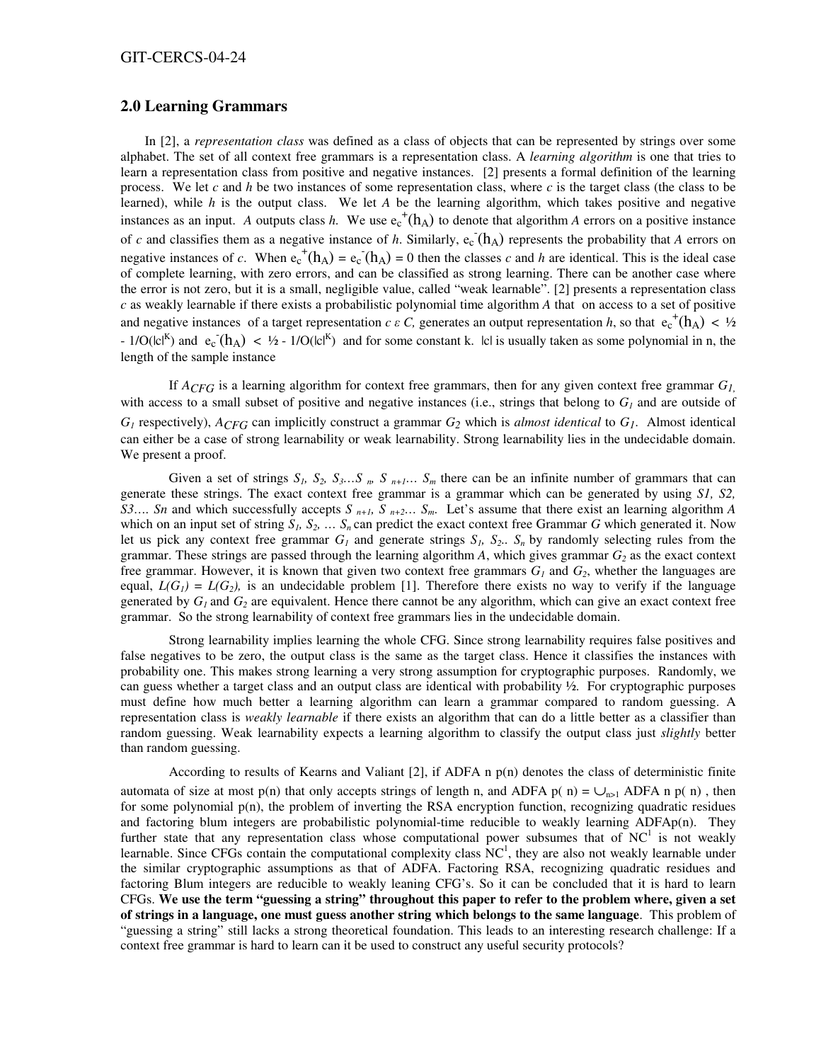## 2.0 Learning Grammars

In [2], a *representation class* was defined as a class of objects that can be represented by strings over some alphabet. The set of all context free grammars is a representation class. A *learning algorithm* is one that tries to learn a representation class from positive and negative instances. [2] presents a formal definition of the learning process. We let *c* and *h* be two instances of some representation class, where *c* is the target class (the class to be learned), while *h* is the output class. We let *A* be the learning algorithm, which takes positive and negative instances as an input. *A* outputs class *h*. We use $e_c^+(h_A)$ to denote that algorithm *A* errors on a positive instance of *c* and classifies them as a negative instance of *h*. Similarly, $e_c^-(h_A)$ represents the probability that *A* errors on negative instances of *c*. When $e_c^+(h_A) = e_c^-(h_A) = 0$ then the classes *c* and *h* are identical. This is the ideal case of complete learning, with zero errors, and can be classified as strong learning. There can be another case where the error is not zero, but it is a small, negligible value, called "weak learnable". [2] presents a representation class *c* as weakly learnable if there exists a probabilistic polynomial time algorithm *A* that on access to a set of positive and negative instances of a target representation $c \varepsilon C$, generates an output representation *h*, so that $e_c^+(h_A) < ½ - 1/O(|c|^K)$ and $e_c^-(h_A) < ½ - 1/O(|c|^K)$ and for some constant k. |c| is usually taken as some polynomial in n, the length of the sample instance

If $A_{CFG}$ is a learning algorithm for context free grammars, then for any given context free grammar $G_1$, with access to a small subset of positive and negative instances (i.e., strings that belong to $G_1$ and are outside of $G_1$ respectively), $A_{CFG}$ can implicitly construct a grammar $G_2$ which is *almost identical* to $G_1$. Almost identical can either be a case of strong learnability or weak learnability. Strong learnability lies in the undecidable domain. We present a proof.

Given a set of strings $S_1, S_2, S_3 \ldots S_n, S_{n+1} \ldots S_m$ there can be an infinite number of grammars that can generate these strings. The exact context free grammar is a grammar which can be generated by using *S1, S2, S3…. Sn* and which successfully accepts $S_{n+1}, S_{n+2} \ldots S_m$. Let's assume that there exist an learning algorithm *A* which on an input set of string $S_1, S_2, \ldots S_n$ can predict the exact context free Grammar *G* which generated it. Now let us pick any context free grammar $G_1$ and generate strings $S_1, S_2 .. S_n$ by randomly selecting rules from the grammar. These strings are passed through the learning algorithm *A*, which gives grammar $G_2$ as the exact context free grammar. However, it is known that given two context free grammars $G_1$ and $G_2$, whether the languages are equal, $L(G_1) = L(G_2)$, is an undecidable problem [1]. Therefore there exists no way to verify if the language generated by $G_1$ and $G_2$ are equivalent. Hence there cannot be any algorithm, which can give an exact context free grammar. So the strong learnability of context free grammars lies in the undecidable domain.

Strong learnability implies learning the whole CFG. Since strong learnability requires false positives and false negatives to be zero, the output class is the same as the target class. Hence it classifies the instances with probability one. This makes strong learning a very strong assumption for cryptographic purposes. Randomly, we can guess whether a target class and an output class are identical with probability ½. For cryptographic purposes must define how much better a learning algorithm can learn a grammar compared to random guessing. A representation class is *weakly learnable* if there exists an algorithm that can do a little better as a classifier than random guessing. Weak learnability expects a learning algorithm to classify the output class just *slightly* better than random guessing.

According to results of Kearns and Valiant [2], if ADFA n p(n) denotes the class of deterministic finite automata of size at most p(n) that only accepts strings of length n, and ADFA p( n) = $\cup_{n>1}$ ADFA n p( n) , then for some polynomial p(n), the problem of inverting the RSA encryption function, recognizing quadratic residues and factoring blum integers are probabilistic polynomial-time reducible to weakly learning ADFAp(n). They further state that any representation class whose computational power subsumes that of $NC^1$ is not weakly learnable. Since CFGs contain the computational complexity class $NC^1$, they are also not weakly learnable under the similar cryptographic assumptions as that of ADFA. Factoring RSA, recognizing quadratic residues and factoring Blum integers are reducible to weakly leaning CFG's. So it can be concluded that it is hard to learn CFGs. **We use the term "guessing a string" throughout this paper to refer to the problem where, given a set of strings in a language, one must guess another string which belongs to the same language**. This problem of "guessing a string" still lacks a strong theoretical foundation. This leads to an interesting research challenge: If a context free grammar is hard to learn can it be used to construct any useful security protocols?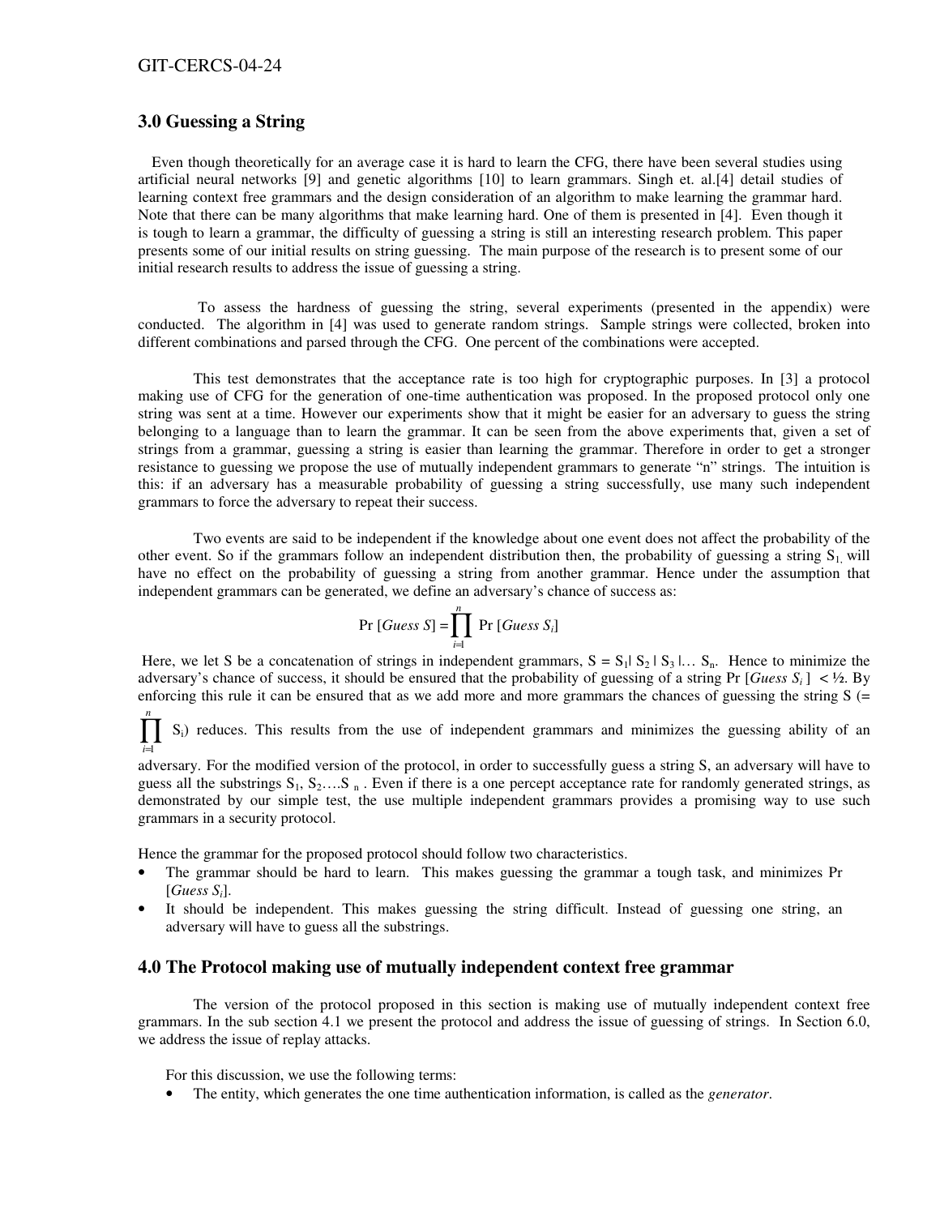## 3.0 Guessing a String

Even though theoretically for an average case it is hard to learn the CFG, there have been several studies using artificial neural networks [9] and genetic algorithms [10] to learn grammars. Singh et. al.[4] detail studies of learning context free grammars and the design consideration of an algorithm to make learning the grammar hard. Note that there can be many algorithms that make learning hard. One of them is presented in [4]. Even though it is tough to learn a grammar, the difficulty of guessing a string is still an interesting research problem. This paper presents some of our initial results on string guessing. The main purpose of the research is to present some of our initial research results to address the issue of guessing a string.

To assess the hardness of guessing the string, several experiments (presented in the appendix) were conducted. The algorithm in [4] was used to generate random strings. Sample strings were collected, broken into different combinations and parsed through the CFG. One percent of the combinations were accepted.

This test demonstrates that the acceptance rate is too high for cryptographic purposes. In [3] a protocol making use of CFG for the generation of one-time authentication was proposed. In the proposed protocol only one string was sent at a time. However our experiments show that it might be easier for an adversary to guess the string belonging to a language than to learn the grammar. It can be seen from the above experiments that, given a set of strings from a grammar, guessing a string is easier than learning the grammar. Therefore in order to get a stronger resistance to guessing we propose the use of mutually independent grammars to generate "n" strings. The intuition is this: if an adversary has a measurable probability of guessing a string successfully, use many such independent grammars to force the adversary to repeat their success.

Two events are said to be independent if the knowledge about one event does not affect the probability of the other event. So if the grammars follow an independent distribution then, the probability of guessing a string $S_1$, will have no effect on the probability of guessing a string from another grammar. Hence under the assumption that independent grammars can be generated, we define an adversary's chance of success as:

$$\Pr[Guess\ S] = \prod_{i=1}^{n} \Pr[Guess\ S_i]$$

Here, we let S be a concatenation of strings in independent grammars, $S = S_1 | S_2 | S_3 | \ldots S_n$. Hence to minimize the adversary's chance of success, it should be ensured that the probability of guessing of a string $\Pr[Guess\ S_i] < ½$. By enforcing this rule it can be ensured that as we add more and more grammars the chances of guessing the string S ($= \prod_{i=1}^{n} S_i$) reduces. This results from the use of independent grammars and minimizes the guessing ability of an adversary. For the modified version of the protocol, in order to successfully guess a string S, an adversary will have to guess all the substrings $S_1, S_2 \ldots S_n$. Even if there is a one percept acceptance rate for randomly generated strings, as demonstrated by our simple test, the use multiple independent grammars provides a promising way to use such grammars in a security protocol.

Hence the grammar for the proposed protocol should follow two characteristics.

- The grammar should be hard to learn. This makes guessing the grammar a tough task, and minimizes $\Pr[Guess\ S_i]$.
- It should be independent. This makes guessing the string difficult. Instead of guessing one string, an adversary will have to guess all the substrings.

## 4.0 The Protocol making use of mutually independent context free grammar

The version of the protocol proposed in this section is making use of mutually independent context free grammars. In the sub section 4.1 we present the protocol and address the issue of guessing of strings. In Section 6.0, we address the issue of replay attacks.

For this discussion, we use the following terms:

- The entity, which generates the one time authentication information, is called as the *generator*.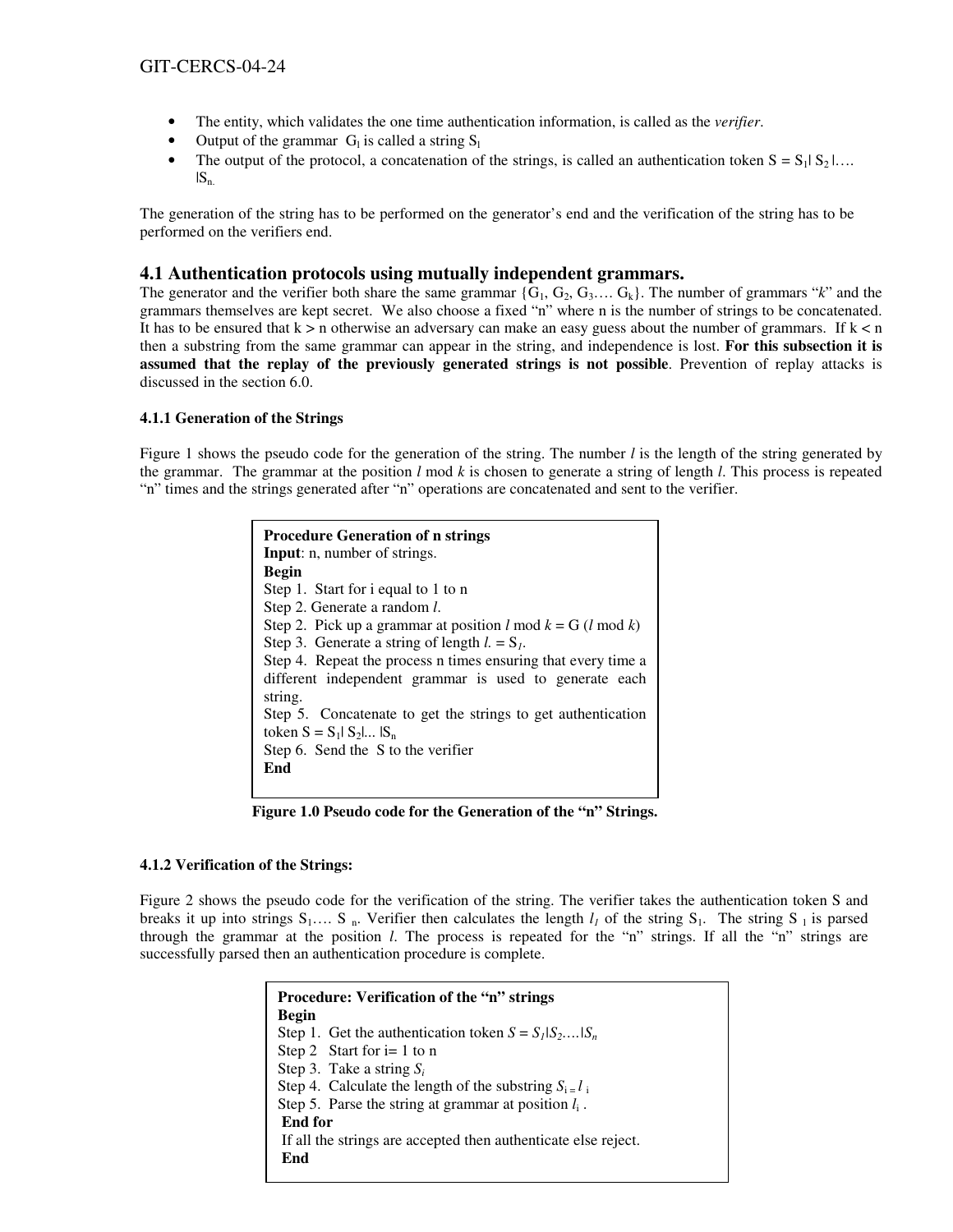- The entity, which validates the one time authentication information, is called as the *verifier*.
- Output of the grammar $G_l$ is called a string $S_l$
- The output of the protocol, a concatenation of the strings, is called an authentication token $S = S_1| S_2 |\ldots |S_n$.

The generation of the string has to be performed on the generator's end and the verification of the string has to be performed on the verifiers end.

## 4.1 Authentication protocols using mutually independent grammars.

The generator and the verifier both share the same grammar $\{G_1, G_2, G_3\ldots. G_k\}$. The number of grammars "*k*" and the grammars themselves are kept secret. We also choose a fixed "n" where n is the number of strings to be concatenated. It has to be ensured that k > n otherwise an adversary can make an easy guess about the number of grammars. If k < n then a substring from the same grammar can appear in the string, and independence is lost. **For this subsection it is assumed that the replay of the previously generated strings is not possible**. Prevention of replay attacks is discussed in the section 6.0.

#### 4.1.1 Generation of the Strings

Figure 1 shows the pseudo code for the generation of the string. The number *l* is the length of the string generated by the grammar. The grammar at the position *l* mod *k* is chosen to generate a string of length *l*. This process is repeated "n" times and the strings generated after "n" operations are concatenated and sent to the verifier.

```
Procedure Generation of n strings
Input: n, number of strings.
Begin
Step 1.  Start for i equal to 1 to n
Step 2. Generate a random l.
Step 2.  Pick up a grammar at position l mod k = G (l mod k)
Step 3.  Generate a string of length l. = S_l.
Step 4.  Repeat the process n times ensuring that every time a
different independent grammar is used to generate each
string.
Step 5.  Concatenate to get the strings to get authentication
token S = S_1| S_2|... |S_n
Step 6.  Send the  S to the verifier
End
```

**Figure 1.0 Pseudo code for the Generation of the "n" Strings.**

#### 4.1.2 Verification of the Strings:

Figure 2 shows the pseudo code for the verification of the string. The verifier takes the authentication token S and breaks it up into strings $S_1\ldots. S_n$. Verifier then calculates the length $l_1$ of the string $S_1$. The string $S_1$ is parsed through the grammar at the position *l*. The process is repeated for the "n" strings. If all the "n" strings are successfully parsed then an authentication procedure is complete.

```
Procedure: Verification of the "n" strings
Begin
Step 1.  Get the authentication token S = S_1|S_2....|S_n
Step 2   Start for i= 1 to n
Step 3.  Take a string S_i
Step 4.  Calculate the length of the substring S_i = l_i
Step 5.  Parse the string at grammar at position l_i .
End for
If all the strings are accepted then authenticate else reject.
End
```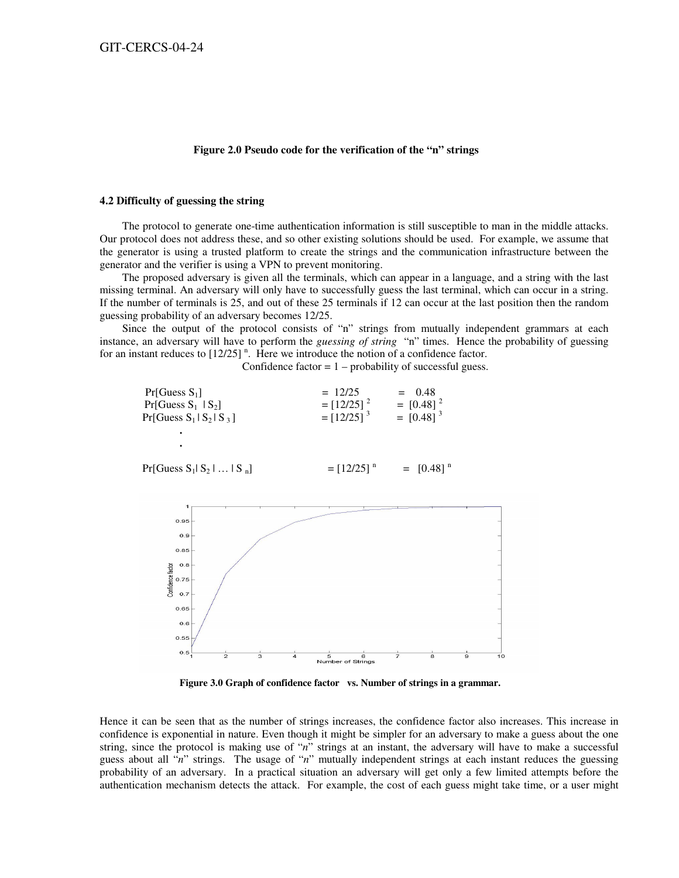**Figure 2.0 Pseudo code for the verification of the "n" strings**

### 4.2 Difficulty of guessing the string

The protocol to generate one-time authentication information is still susceptible to man in the middle attacks. Our protocol does not address these, and so other existing solutions should be used. For example, we assume that the generator is using a trusted platform to create the strings and the communication infrastructure between the generator and the verifier is using a VPN to prevent monitoring.

The proposed adversary is given all the terminals, which can appear in a language, and a string with the last missing terminal. An adversary will only have to successfully guess the last terminal, which can occur in a string. If the number of terminals is 25, and out of these 25 terminals if 12 can occur at the last position then the random guessing probability of an adversary becomes 12/25.

Since the output of the protocol consists of "n" strings from mutually independent grammars at each instance, an adversary will have to perform the *guessing of string* "n" times. Hence the probability of guessing for an instant reduces to $[12/25]^n$. Here we introduce the notion of a confidence factor.

Confidence factor = 1 – probability of successful guess.

$$\Pr[\text{Guess } S_1] = 12/25 = 0.48$$

$$\Pr[\text{Guess } S_1 \mid S_2] = [12/25]^2 = [0.48]^2$$

$$\Pr[\text{Guess } S_1 \mid S_2 \mid S_3] = [12/25]^3 = [0.48]^3$$

.

.

$$\Pr[\text{Guess } S_1 \mid S_2 \mid \ldots \mid S_n] = [12/25]^n = [0.48]^n$$

**Figure 3.0 Graph of confidence factor vs. Number of strings in a grammar.**

Hence it can be seen that as the number of strings increases, the confidence factor also increases. This increase in confidence is exponential in nature. Even though it might be simpler for an adversary to make a guess about the one string, since the protocol is making use of "*n*" strings at an instant, the adversary will have to make a successful guess about all "*n*" strings. The usage of "*n*" mutually independent strings at each instant reduces the guessing probability of an adversary. In a practical situation an adversary will get only a few limited attempts before the authentication mechanism detects the attack. For example, the cost of each guess might take time, or a user might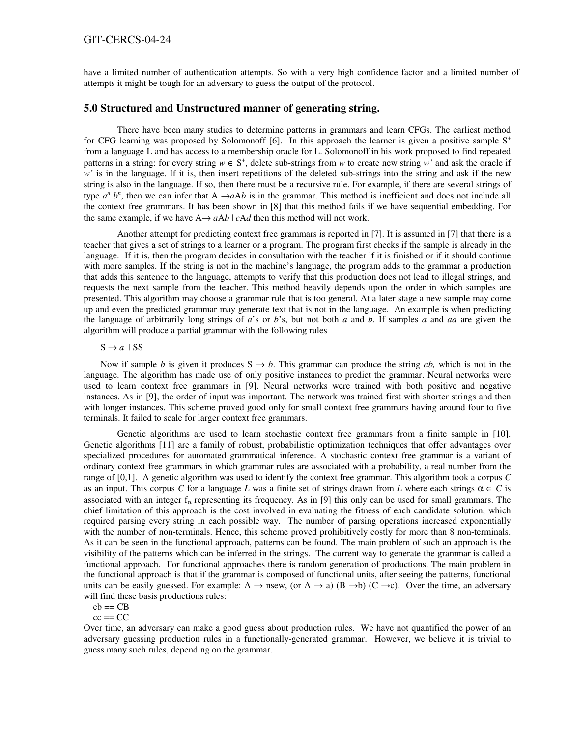have a limited number of authentication attempts. So with a very high confidence factor and a limited number of attempts it might be tough for an adversary to guess the output of the protocol.

## 5.0 Structured and Unstructured manner of generating string.

There have been many studies to determine patterns in grammars and learn CFGs. The earliest method for CFG learning was proposed by Solomonoff [6]. In this approach the learner is given a positive sample $S^+$ from a language L and has access to a membership oracle for L. Solomonoff in his work proposed to find repeated patterns in a string: for every string $w \in S^+$, delete sub-strings from *w* to create new string *w'* and ask the oracle if *w'* is in the language. If it is, then insert repetitions of the deleted sub-strings into the string and ask if the new string is also in the language. If so, then there must be a recursive rule. For example, if there are several strings of type $a^n\, b^n$, then we can infer that $A \rightarrow aAb$ is in the grammar. This method is inefficient and does not include all the context free grammars. It has been shown in [8] that this method fails if we have sequential embedding. For the same example, if we have $A \rightarrow aAb \mid cAd$ then this method will not work.

Another attempt for predicting context free grammars is reported in [7]. It is assumed in [7] that there is a teacher that gives a set of strings to a learner or a program. The program first checks if the sample is already in the language. If it is, then the program decides in consultation with the teacher if it is finished or if it should continue with more samples. If the string is not in the machine's language, the program adds to the grammar a production that adds this sentence to the language, attempts to verify that this production does not lead to illegal strings, and requests the next sample from the teacher. This method heavily depends upon the order in which samples are presented. This algorithm may choose a grammar rule that is too general. At a later stage a new sample may come up and even the predicted grammar may generate text that is not in the language. An example is when predicting the language of arbitrarily long strings of *a*'s or *b*'s, but not both *a* and *b*. If samples *a* and *aa* are given the algorithm will produce a partial grammar with the following rules

$S \rightarrow a \mid SS$

Now if sample *b* is given it produces $S \rightarrow b$. This grammar can produce the string *ab,* which is not in the language. The algorithm has made use of only positive instances to predict the grammar. Neural networks were used to learn context free grammars in [9]. Neural networks were trained with both positive and negative instances. As in [9], the order of input was important. The network was trained first with shorter strings and then with longer instances. This scheme proved good only for small context free grammars having around four to five terminals. It failed to scale for larger context free grammars.

Genetic algorithms are used to learn stochastic context free grammars from a finite sample in [10]. Genetic algorithms [11] are a family of robust, probabilistic optimization techniques that offer advantages over specialized procedures for automated grammatical inference. A stochastic context free grammar is a variant of ordinary context free grammars in which grammar rules are associated with a probability, a real number from the range of [0,1]. A genetic algorithm was used to identify the context free grammar. This algorithm took a corpus *C* as an input. This corpus *C* for a language *L* was a finite set of strings drawn from *L* where each strings $\alpha \in C$ is associated with an integer $f_\alpha$ representing its frequency. As in [9] this only can be used for small grammars. The chief limitation of this approach is the cost involved in evaluating the fitness of each candidate solution, which required parsing every string in each possible way. The number of parsing operations increased exponentially with the number of non-terminals. Hence, this scheme proved prohibitively costly for more than 8 non-terminals. As it can be seen in the functional approach, patterns can be found. The main problem of such an approach is the visibility of the patterns which can be inferred in the strings. The current way to generate the grammar is called a functional approach. For functional approaches there is random generation of productions. The main problem in the functional approach is that if the grammar is composed of functional units, after seeing the patterns, functional units can be easily guessed. For example: $A \rightarrow$ nsew, (or $A \rightarrow$ a) ($B \rightarrow$b) ($C \rightarrow$c). Over the time, an adversary will find these basis productions rules:

cb == CB

cc == CC

Over time, an adversary can make a good guess about production rules. We have not quantified the power of an adversary guessing production rules in a functionally-generated grammar. However, we believe it is trivial to guess many such rules, depending on the grammar.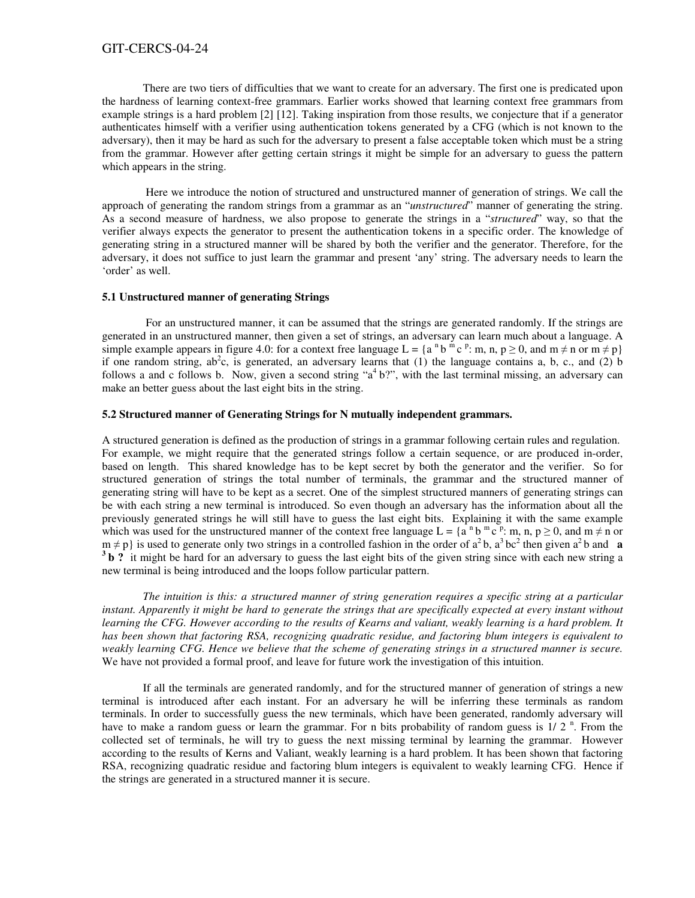There are two tiers of difficulties that we want to create for an adversary. The first one is predicated upon the hardness of learning context-free grammars. Earlier works showed that learning context free grammars from example strings is a hard problem [2] [12]. Taking inspiration from those results, we conjecture that if a generator authenticates himself with a verifier using authentication tokens generated by a CFG (which is not known to the adversary), then it may be hard as such for the adversary to present a false acceptable token which must be a string from the grammar. However after getting certain strings it might be simple for an adversary to guess the pattern which appears in the string.

Here we introduce the notion of structured and unstructured manner of generation of strings. We call the approach of generating the random strings from a grammar as an "*unstructured*" manner of generating the string. As a second measure of hardness, we also propose to generate the strings in a "*structured*" way, so that the verifier always expects the generator to present the authentication tokens in a specific order. The knowledge of generating string in a structured manner will be shared by both the verifier and the generator. Therefore, for the adversary, it does not suffice to just learn the grammar and present 'any' string. The adversary needs to learn the 'order' as well.

### 5.1 Unstructured manner of generating Strings

For an unstructured manner, it can be assumed that the strings are generated randomly. If the strings are generated in an unstructured manner, then given a set of strings, an adversary can learn much about a language. A simple example appears in figure 4.0: for a context free language $L = \{a^n b^m c^p$: m, n, p $\geq 0$, and $m \neq n$ or $m \neq p\}$ if one random string, $ab^2c$, is generated, an adversary learns that (1) the language contains a, b, c., and (2) b follows a and c follows b. Now, given a second string "$a^4 b$?", with the last terminal missing, an adversary can make an better guess about the last eight bits in the string.

### 5.2 Structured manner of Generating Strings for N mutually independent grammars.

A structured generation is defined as the production of strings in a grammar following certain rules and regulation. For example, we might require that the generated strings follow a certain sequence, or are produced in-order, based on length. This shared knowledge has to be kept secret by both the generator and the verifier. So for structured generation of strings the total number of terminals, the grammar and the structured manner of generating string will have to be kept as a secret. One of the simplest structured manners of generating strings can be with each string a new terminal is introduced. So even though an adversary has the information about all the previously generated strings he will still have to guess the last eight bits. Explaining it with the same example which was used for the unstructured manner of the context free language $L = \{a^n b^m c^p$: m, n, p $\geq 0$, and $m \neq n$ or $m \neq p\}$ is used to generate only two strings in a controlled fashion in the order of $a^2 b$, $a^3 bc^2$ then given $a^2 b$ and $\mathbf{a^3 b}$ **?** it might be hard for an adversary to guess the last eight bits of the given string since with each new string a new terminal is being introduced and the loops follow particular pattern.

*The intuition is this: a structured manner of string generation requires a specific string at a particular instant. Apparently it might be hard to generate the strings that are specifically expected at every instant without learning the CFG. However according to the results of Kearns and valiant, weakly learning is a hard problem. It has been shown that factoring RSA, recognizing quadratic residue, and factoring blum integers is equivalent to weakly learning CFG. Hence we believe that the scheme of generating strings in a structured manner is secure.* We have not provided a formal proof, and leave for future work the investigation of this intuition.

If all the terminals are generated randomly, and for the structured manner of generation of strings a new terminal is introduced after each instant. For an adversary he will be inferring these terminals as random terminals. In order to successfully guess the new terminals, which have been generated, randomly adversary will have to make a random guess or learn the grammar. For n bits probability of random guess is $1/2^n$. From the collected set of terminals, he will try to guess the next missing terminal by learning the grammar. However according to the results of Kerns and Valiant, weakly learning is a hard problem. It has been shown that factoring RSA, recognizing quadratic residue and factoring blum integers is equivalent to weakly learning CFG. Hence if the strings are generated in a structured manner it is secure.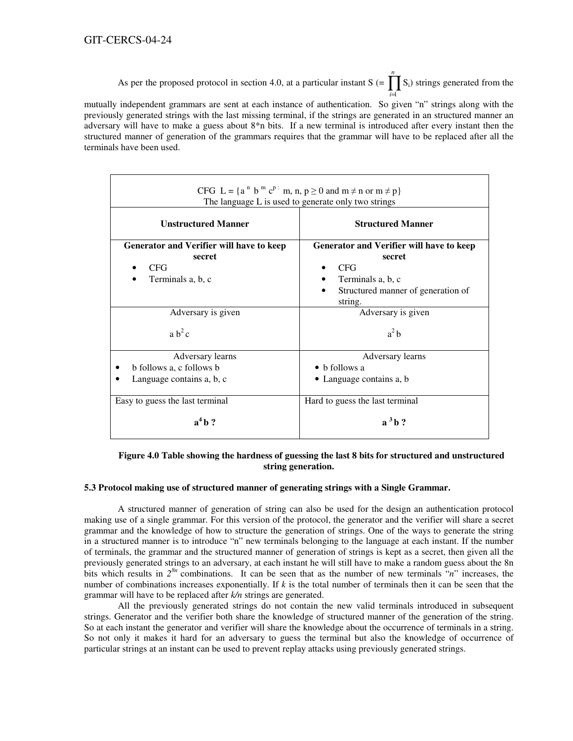As per the proposed protocol in section 4.0, at a particular instant S (= $\prod_{i=1}^{n} S_i$) strings generated from the mutually independent grammars are sent at each instance of authentication. So given "n" strings along with the previously generated strings with the last missing terminal, if the strings are generated in an structured manner an adversary will have to make a guess about 8*n bits. If a new terminal is introduced after every instant then the structured manner of generation of the grammars requires that the grammar will have to be replaced after all the terminals have been used.

| CFG L = {$a^n b^m c^p$ : m, n, p ≥ 0 and m ≠ n or m ≠ p}<br>The language L is used to generate only two strings | |
|---|---|
| **Unstructured Manner** | **Structured Manner** |
| **Generator and Verifier will have to keep secret**<br>• CFG<br>• Terminals a, b, c | **Generator and Verifier will have to keep secret**<br>• CFG<br>• Terminals a, b, c<br>• Structured manner of generation of string. |
| Adversary is given<br><br>$a b^2 c$ | Adversary is given<br><br>$a^2 b$ |
| Adversary learns<br>• b follows a, c follows b<br>• Language contains a, b, c | Adversary learns<br>• b follows a<br>• Language contains a, b |
| Easy to guess the last terminal<br><br>**$a^4 b$ ?** | Hard to guess the last terminal<br><br>**$a^3 b$ ?** |

**Figure 4.0 Table showing the hardness of guessing the last 8 bits for structured and unstructured string generation.**

### 5.3 Protocol making use of structured manner of generating strings with a Single Grammar.

A structured manner of generation of string can also be used for the design an authentication protocol making use of a single grammar. For this version of the protocol, the generator and the verifier will share a secret grammar and the knowledge of how to structure the generation of strings. One of the ways to generate the string in a structured manner is to introduce "n" new terminals belonging to the language at each instant. If the number of terminals, the grammar and the structured manner of generation of strings is kept as a secret, then given all the previously generated strings to an adversary, at each instant he will still have to make a random guess about the 8n bits which results in $2^{8n}$ combinations. It can be seen that as the number of new terminals "*n*" increases, the number of combinations increases exponentially. If *k* is the total number of terminals then it can be seen that the grammar will have to be replaced after *k/n* strings are generated.

All the previously generated strings do not contain the new valid terminals introduced in subsequent strings. Generator and the verifier both share the knowledge of structured manner of the generation of the string. So at each instant the generator and verifier will share the knowledge about the occurrence of terminals in a string. So not only it makes it hard for an adversary to guess the terminal but also the knowledge of occurrence of particular strings at an instant can be used to prevent replay attacks using previously generated strings.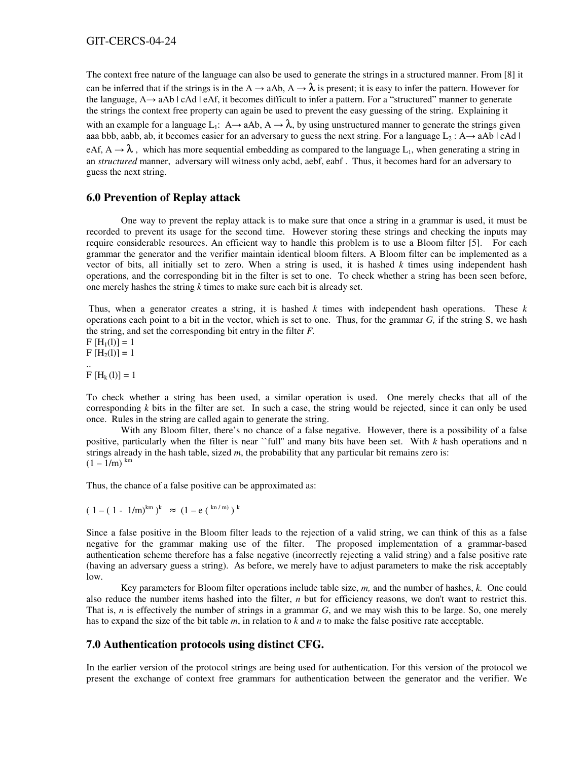The context free nature of the language can also be used to generate the strings in a structured manner. From [8] it can be inferred that if the strings is in the $A \rightarrow aAb$, $A \rightarrow \lambda$ is present; it is easy to infer the pattern. However for the language, $A \rightarrow aAb \mid cAd \mid eAf$, it becomes difficult to infer a pattern. For a "structured" manner to generate the strings the context free property can again be used to prevent the easy guessing of the string. Explaining it with an example for a language $L_1$: $A \rightarrow aAb$, $A \rightarrow \lambda$, by using unstructured manner to generate the strings given aaa bbb, aabb, ab, it becomes easier for an adversary to guess the next string. For a language $L_2$ : $A \rightarrow aAb \mid cAd \mid eAf$, $A \rightarrow \lambda$ , which has more sequential embedding as compared to the language $L_1$, when generating a string in an *structured* manner, adversary will witness only acbd, aebf, eabf . Thus, it becomes hard for an adversary to guess the next string.

## 6.0 Prevention of Replay attack

One way to prevent the replay attack is to make sure that once a string in a grammar is used, it must be recorded to prevent its usage for the second time. However storing these strings and checking the inputs may require considerable resources. An efficient way to handle this problem is to use a Bloom filter [5]. For each grammar the generator and the verifier maintain identical bloom filters. A Bloom filter can be implemented as a vector of bits, all initially set to zero. When a string is used, it is hashed *k* times using independent hash operations, and the corresponding bit in the filter is set to one. To check whether a string has been seen before, one merely hashes the string *k* times to make sure each bit is already set.

Thus, when a generator creates a string, it is hashed *k* times with independent hash operations. These *k* operations each point to a bit in the vector, which is set to one. Thus, for the grammar *G,* if the string S, we hash the string, and set the corresponding bit entry in the filter *F*.

$F[H_1(l)] = 1$
$F[H_2(l)] = 1$
..
$F[H_k(l)] = 1$

To check whether a string has been used, a similar operation is used. One merely checks that all of the corresponding *k* bits in the filter are set. In such a case, the string would be rejected, since it can only be used once. Rules in the string are called again to generate the string.

With any Bloom filter, there's no chance of a false negative. However, there is a possibility of a false positive, particularly when the filter is near ``full'' and many bits have been set. With *k* hash operations and n strings already in the hash table, sized *m*, the probability that any particular bit remains zero is:
$(1 - 1/m)^{km}$

Thus, the chance of a false positive can be approximated as:

$$(1 - (1 - 1/m)^{km})^k \approx (1 - e^{(kn/m)})^k$$

Since a false positive in the Bloom filter leads to the rejection of a valid string, we can think of this as a false negative for the grammar making use of the filter. The proposed implementation of a grammar-based authentication scheme therefore has a false negative (incorrectly rejecting a valid string) and a false positive rate (having an adversary guess a string). As before, we merely have to adjust parameters to make the risk acceptably low.

Key parameters for Bloom filter operations include table size, *m,* and the number of hashes, *k*. One could also reduce the number items hashed into the filter, *n* but for efficiency reasons, we don't want to restrict this. That is, *n* is effectively the number of strings in a grammar *G*, and we may wish this to be large. So, one merely has to expand the size of the bit table *m*, in relation to *k* and *n* to make the false positive rate acceptable.

## 7.0 Authentication protocols using distinct CFG.

In the earlier version of the protocol strings are being used for authentication. For this version of the protocol we present the exchange of context free grammars for authentication between the generator and the verifier. We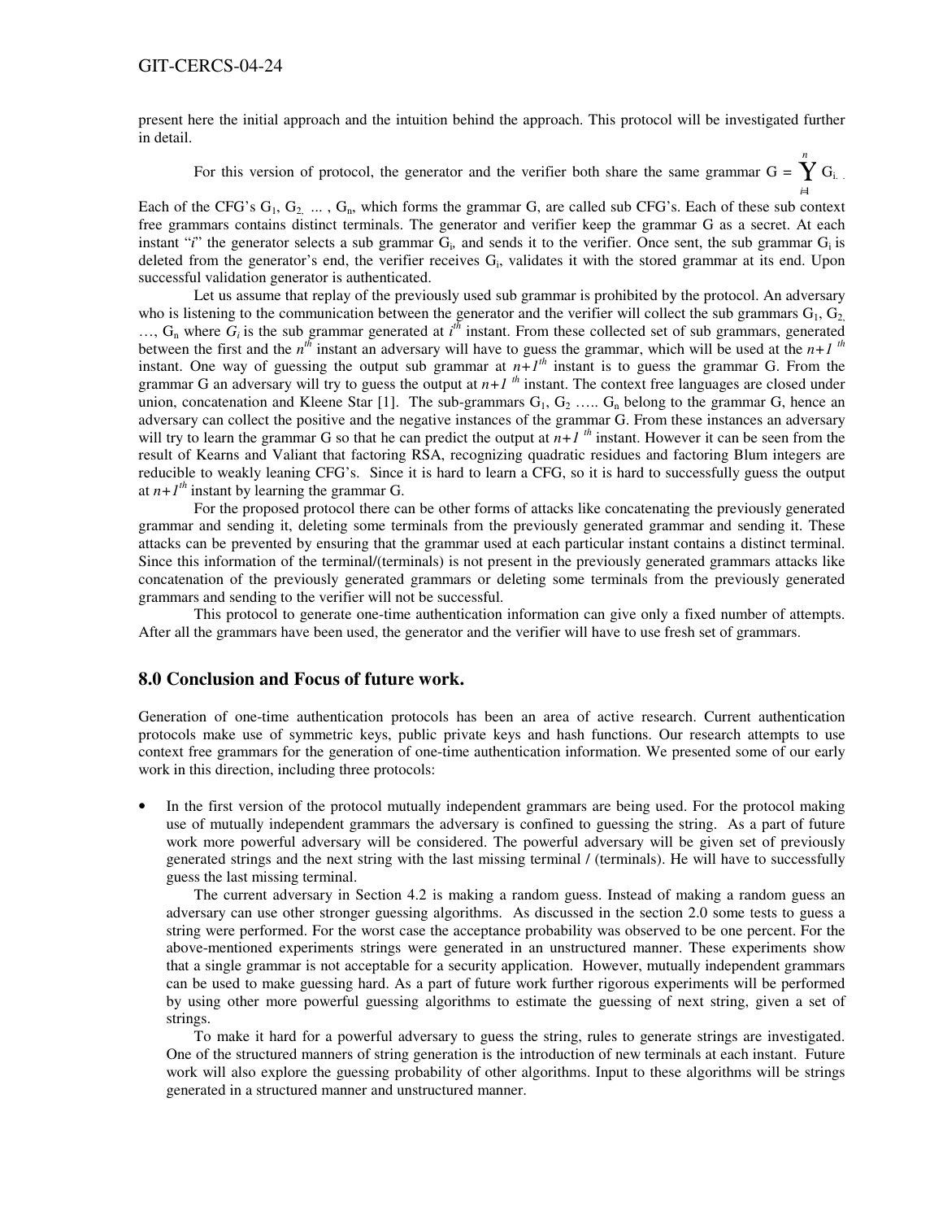present here the initial approach and the intuition behind the approach. This protocol will be investigated further in detail.

For this version of protocol, the generator and the verifier both share the same grammar G = $\bigcup_{i=1}^{n} G_i$. Each of the CFG's $G_1$, $G_2$, ... , $G_n$, which forms the grammar G, are called sub CFG's. Each of these sub context free grammars contains distinct terminals. The generator and verifier keep the grammar G as a secret. At each instant "*i*" the generator selects a sub grammar $G_i$, and sends it to the verifier. Once sent, the sub grammar $G_i$ is deleted from the generator's end, the verifier receives $G_i$, validates it with the stored grammar at its end. Upon successful validation generator is authenticated.

Let us assume that replay of the previously used sub grammar is prohibited by the protocol. An adversary who is listening to the communication between the generator and the verifier will collect the sub grammars $G_1$, $G_2$, …, $G_n$ where $G_i$ is the sub grammar generated at $i^{th}$ instant. From these collected set of sub grammars, generated between the first and the $n^{th}$ instant an adversary will have to guess the grammar, which will be used at the $n+1^{th}$ instant. One way of guessing the output sub grammar at $n+1^{th}$ instant is to guess the grammar G. From the grammar G an adversary will try to guess the output at $n+1^{th}$ instant. The context free languages are closed under union, concatenation and Kleene Star [1]. The sub-grammars $G_1$, $G_2$ ….. $G_n$ belong to the grammar G, hence an adversary can collect the positive and the negative instances of the grammar G. From these instances an adversary will try to learn the grammar G so that he can predict the output at $n+1^{th}$ instant. However it can be seen from the result of Kearns and Valiant that factoring RSA, recognizing quadratic residues and factoring Blum integers are reducible to weakly leaning CFG's. Since it is hard to learn a CFG, so it is hard to successfully guess the output at $n+1^{th}$ instant by learning the grammar G.

For the proposed protocol there can be other forms of attacks like concatenating the previously generated grammar and sending it, deleting some terminals from the previously generated grammar and sending it. These attacks can be prevented by ensuring that the grammar used at each particular instant contains a distinct terminal. Since this information of the terminal/(terminals) is not present in the previously generated grammars attacks like concatenation of the previously generated grammars or deleting some terminals from the previously generated grammars and sending to the verifier will not be successful.

This protocol to generate one-time authentication information can give only a fixed number of attempts. After all the grammars have been used, the generator and the verifier will have to use fresh set of grammars.

## 8.0 Conclusion and Focus of future work.

Generation of one-time authentication protocols has been an area of active research. Current authentication protocols make use of symmetric keys, public private keys and hash functions. Our research attempts to use context free grammars for the generation of one-time authentication information. We presented some of our early work in this direction, including three protocols:

- In the first version of the protocol mutually independent grammars are being used. For the protocol making use of mutually independent grammars the adversary is confined to guessing the string. As a part of future work more powerful adversary will be considered. The powerful adversary will be given set of previously generated strings and the next string with the last missing terminal / (terminals). He will have to successfully guess the last missing terminal.

  The current adversary in Section 4.2 is making a random guess. Instead of making a random guess an adversary can use other stronger guessing algorithms. As discussed in the section 2.0 some tests to guess a string were performed. For the worst case the acceptance probability was observed to be one percent. For the above-mentioned experiments strings were generated in an unstructured manner. These experiments show that a single grammar is not acceptable for a security application. However, mutually independent grammars can be used to make guessing hard. As a part of future work further rigorous experiments will be performed by using other more powerful guessing algorithms to estimate the guessing of next string, given a set of strings.

  To make it hard for a powerful adversary to guess the string, rules to generate strings are investigated. One of the structured manners of string generation is the introduction of new terminals at each instant. Future work will also explore the guessing probability of other algorithms. Input to these algorithms will be strings generated in a structured manner and unstructured manner.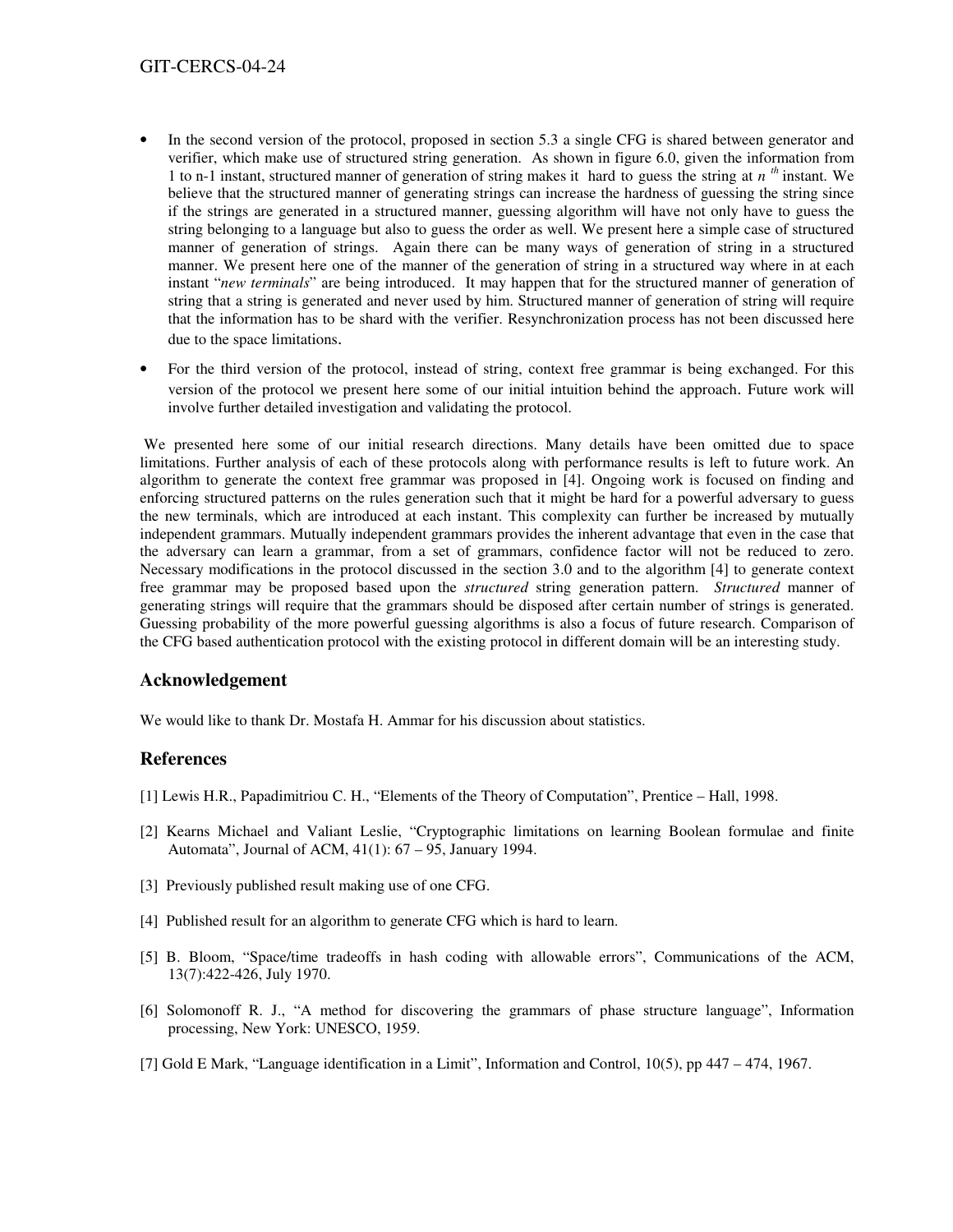- In the second version of the protocol, proposed in section 5.3 a single CFG is shared between generator and verifier, which make use of structured string generation. As shown in figure 6.0, given the information from 1 to n-1 instant, structured manner of generation of string makes it hard to guess the string at $n^{th}$ instant. We believe that the structured manner of generating strings can increase the hardness of guessing the string since if the strings are generated in a structured manner, guessing algorithm will have not only have to guess the string belonging to a language but also to guess the order as well. We present here a simple case of structured manner of generation of strings. Again there can be many ways of generation of string in a structured manner. We present here one of the manner of the generation of string in a structured way where in at each instant "*new terminals*" are being introduced. It may happen that for the structured manner of generation of string that a string is generated and never used by him. Structured manner of generation of string will require that the information has to be shard with the verifier. Resynchronization process has not been discussed here due to the space limitations.
- For the third version of the protocol, instead of string, context free grammar is being exchanged. For this version of the protocol we present here some of our initial intuition behind the approach. Future work will involve further detailed investigation and validating the protocol.

We presented here some of our initial research directions. Many details have been omitted due to space limitations. Further analysis of each of these protocols along with performance results is left to future work. An algorithm to generate the context free grammar was proposed in [4]. Ongoing work is focused on finding and enforcing structured patterns on the rules generation such that it might be hard for a powerful adversary to guess the new terminals, which are introduced at each instant. This complexity can further be increased by mutually independent grammars. Mutually independent grammars provides the inherent advantage that even in the case that the adversary can learn a grammar, from a set of grammars, confidence factor will not be reduced to zero. Necessary modifications in the protocol discussed in the section 3.0 and to the algorithm [4] to generate context free grammar may be proposed based upon the *structured* string generation pattern. *Structured* manner of generating strings will require that the grammars should be disposed after certain number of strings is generated. Guessing probability of the more powerful guessing algorithms is also a focus of future research. Comparison of the CFG based authentication protocol with the existing protocol in different domain will be an interesting study.

## Acknowledgement

We would like to thank Dr. Mostafa H. Ammar for his discussion about statistics.

## References

[1] Lewis H.R., Papadimitriou C. H., "Elements of the Theory of Computation", Prentice – Hall, 1998.

[2] Kearns Michael and Valiant Leslie, "Cryptographic limitations on learning Boolean formulae and finite Automata", Journal of ACM, 41(1): 67 – 95, January 1994.

[3] Previously published result making use of one CFG.

[4] Published result for an algorithm to generate CFG which is hard to learn.

[5] B. Bloom, "Space/time tradeoffs in hash coding with allowable errors", Communications of the ACM, 13(7):422-426, July 1970.

[6] Solomonoff R. J., "A method for discovering the grammars of phase structure language", Information processing, New York: UNESCO, 1959.

[7] Gold E Mark, "Language identification in a Limit", Information and Control, 10(5), pp 447 – 474, 1967.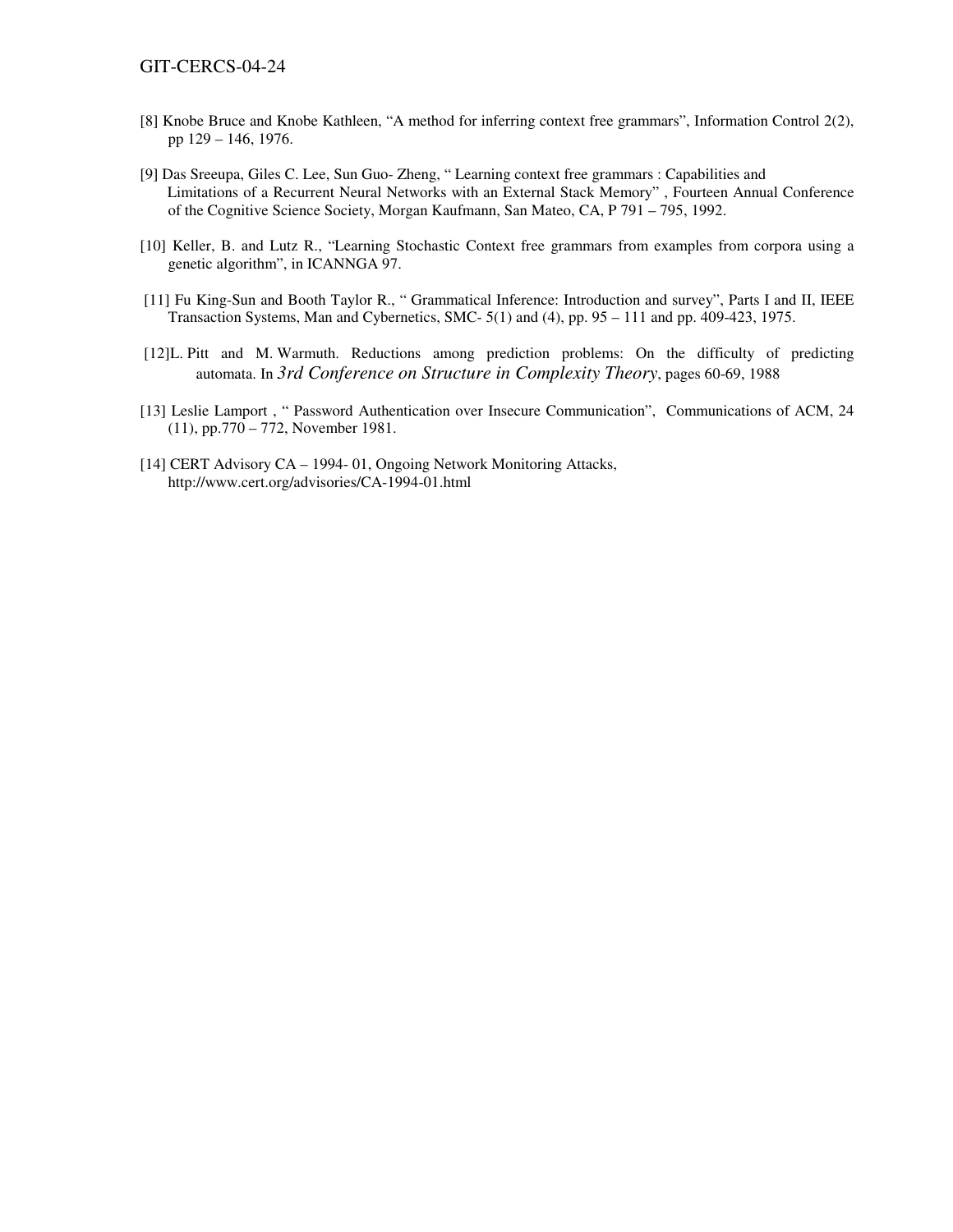[8] Knobe Bruce and Knobe Kathleen, “A method for inferring context free grammars”, Information Control 2(2), pp 129 – 146, 1976.

[9] Das Sreeupa, Giles C. Lee, Sun Guo- Zheng, “ Learning context free grammars : Capabilities and Limitations of a Recurrent Neural Networks with an External Stack Memory” , Fourteen Annual Conference of the Cognitive Science Society, Morgan Kaufmann, San Mateo, CA, P 791 – 795, 1992.

[10] Keller, B. and Lutz R., “Learning Stochastic Context free grammars from examples from corpora using a genetic algorithm”, in ICANNGA 97.

[11] Fu King-Sun and Booth Taylor R., “ Grammatical Inference: Introduction and survey”, Parts I and II, IEEE Transaction Systems, Man and Cybernetics, SMC- 5(1) and (4), pp. 95 – 111 and pp. 409-423, 1975.

[12]L. Pitt and M. Warmuth. Reductions among prediction problems: On the difficulty of predicting automata. In *3rd Conference on Structure in Complexity Theory*, pages 60-69, 1988

[13] Leslie Lamport , “ Password Authentication over Insecure Communication”, Communications of ACM, 24 (11), pp.770 – 772, November 1981.

[14] CERT Advisory CA – 1994- 01, Ongoing Network Monitoring Attacks, http://www.cert.org/advisories/CA-1994-01.html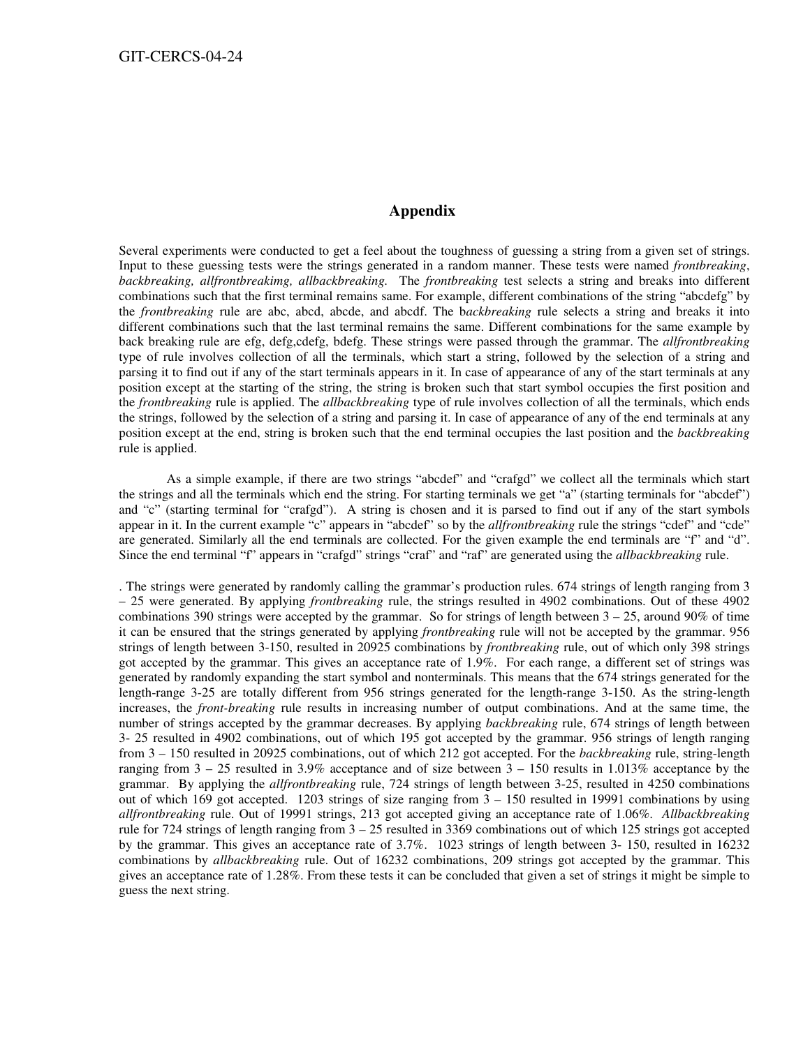# Appendix

Several experiments were conducted to get a feel about the toughness of guessing a string from a given set of strings. Input to these guessing tests were the strings generated in a random manner. These tests were named *frontbreaking*, *backbreaking, allfrontbreakimg, allbackbreaking.* The *frontbreaking* test selects a string and breaks into different combinations such that the first terminal remains same. For example, different combinations of the string "abcdefg" by the *frontbreaking* rule are abc, abcd, abcde, and abcdf. The b*ackbreaking* rule selects a string and breaks it into different combinations such that the last terminal remains the same. Different combinations for the same example by back breaking rule are efg, defg,cdefg, bdefg. These strings were passed through the grammar. The *allfrontbreaking* type of rule involves collection of all the terminals, which start a string, followed by the selection of a string and parsing it to find out if any of the start terminals appears in it. In case of appearance of any of the start terminals at any position except at the starting of the string, the string is broken such that start symbol occupies the first position and the *frontbreaking* rule is applied. The *allbackbreaking* type of rule involves collection of all the terminals, which ends the strings, followed by the selection of a string and parsing it. In case of appearance of any of the end terminals at any position except at the end, string is broken such that the end terminal occupies the last position and the *backbreaking* rule is applied.

As a simple example, if there are two strings "abcdef" and "crafgd" we collect all the terminals which start the strings and all the terminals which end the string. For starting terminals we get "a" (starting terminals for "abcdef") and "c" (starting terminal for "crafgd"). A string is chosen and it is parsed to find out if any of the start symbols appear in it. In the current example "c" appears in "abcdef" so by the *allfrontbreaking* rule the strings "cdef" and "cde" are generated. Similarly all the end terminals are collected. For the given example the end terminals are "f" and "d". Since the end terminal "f" appears in "crafgd" strings "craf" and "raf" are generated using the *allbackbreaking* rule.

. The strings were generated by randomly calling the grammar's production rules. 674 strings of length ranging from 3 – 25 were generated. By applying *frontbreaking* rule, the strings resulted in 4902 combinations. Out of these 4902 combinations 390 strings were accepted by the grammar. So for strings of length between 3 – 25, around 90% of time it can be ensured that the strings generated by applying *frontbreaking* rule will not be accepted by the grammar. 956 strings of length between 3-150, resulted in 20925 combinations by *frontbreaking* rule, out of which only 398 strings got accepted by the grammar. This gives an acceptance rate of 1.9%. For each range, a different set of strings was generated by randomly expanding the start symbol and nonterminals. This means that the 674 strings generated for the length-range 3-25 are totally different from 956 strings generated for the length-range 3-150. As the string-length increases, the *front-breaking* rule results in increasing number of output combinations. And at the same time, the number of strings accepted by the grammar decreases. By applying *backbreaking* rule, 674 strings of length between 3- 25 resulted in 4902 combinations, out of which 195 got accepted by the grammar. 956 strings of length ranging from 3 – 150 resulted in 20925 combinations, out of which 212 got accepted. For the *backbreaking* rule, string-length ranging from 3 – 25 resulted in 3.9% acceptance and of size between 3 – 150 results in 1.013% acceptance by the grammar. By applying the *allfrontbreaking* rule, 724 strings of length between 3-25, resulted in 4250 combinations out of which 169 got accepted. 1203 strings of size ranging from 3 – 150 resulted in 19991 combinations by using *allfrontbreaking* rule. Out of 19991 strings, 213 got accepted giving an acceptance rate of 1.06%. *Allbackbreaking* rule for 724 strings of length ranging from 3 – 25 resulted in 3369 combinations out of which 125 strings got accepted by the grammar. This gives an acceptance rate of 3.7%. 1023 strings of length between 3- 150, resulted in 16232 combinations by *allbackbreaking* rule. Out of 16232 combinations, 209 strings got accepted by the grammar. This gives an acceptance rate of 1.28%. From these tests it can be concluded that given a set of strings it might be simple to guess the next string.